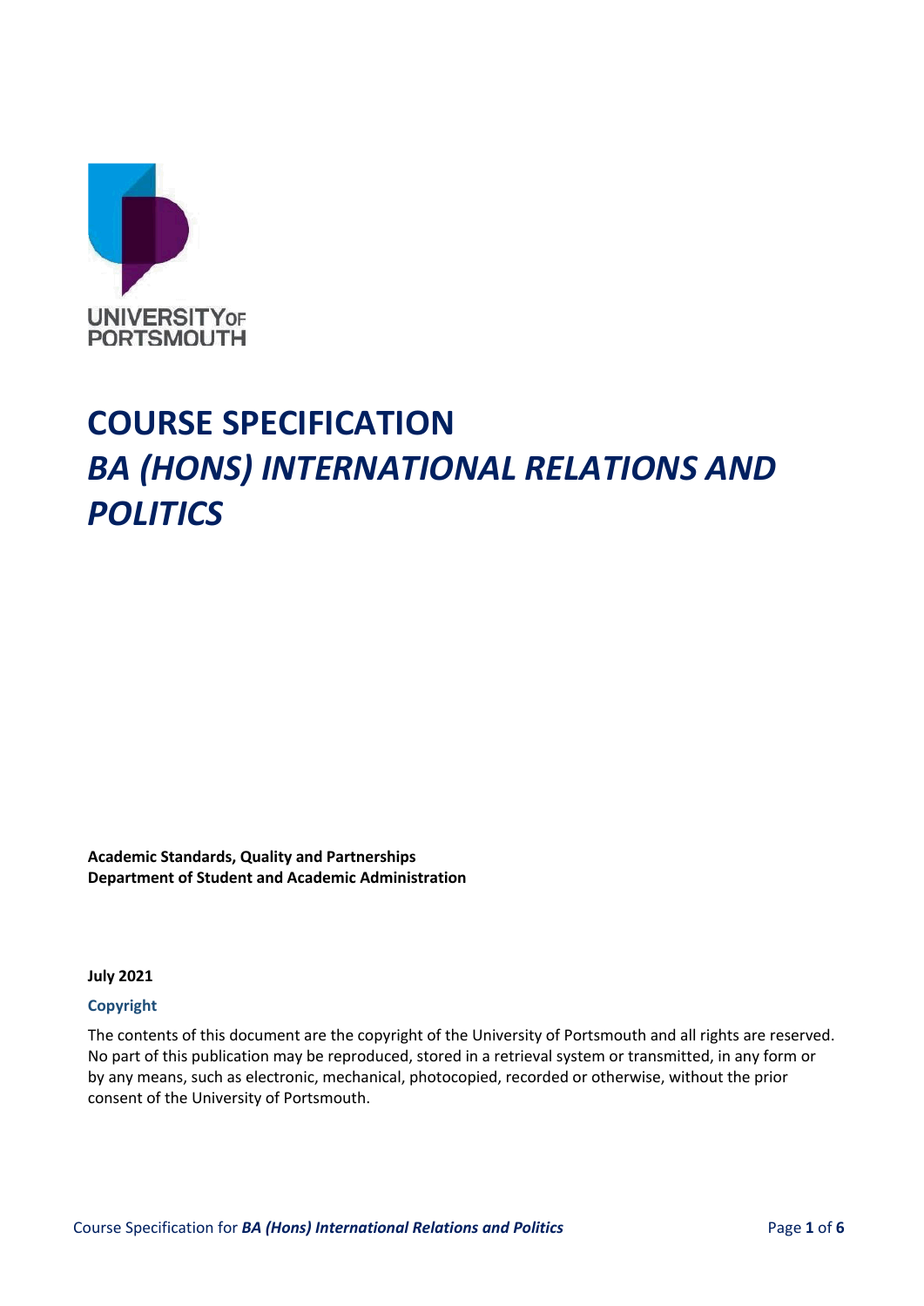UNIVERSITY OF PORTSMOUTH

# COURSE SPECIFICATION
# *BA (HONS) INTERNATIONAL RELATIONS AND POLITICS*

**Academic Standards, Quality and Partnerships**
**Department of Student and Academic Administration**

**July 2021**

### Copyright

The contents of this document are the copyright of the University of Portsmouth and all rights are reserved. No part of this publication may be reproduced, stored in a retrieval system or transmitted, in any form or by any means, such as electronic, mechanical, photocopied, recorded or otherwise, without the prior consent of the University of Portsmouth.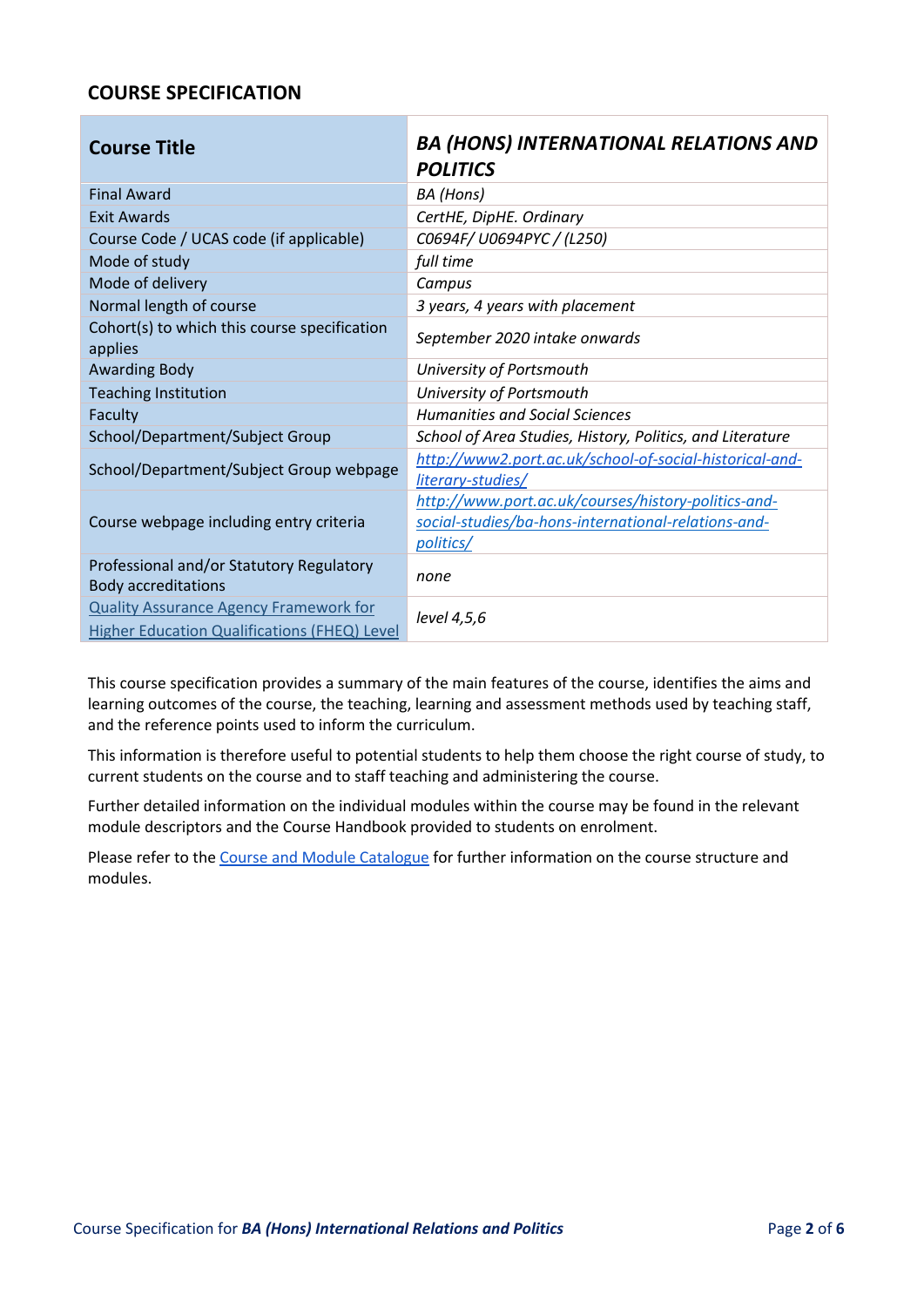## COURSE SPECIFICATION

| **Course Title** | ***BA (HONS) INTERNATIONAL RELATIONS AND POLITICS*** |
|---|---|
| Final Award | *BA (Hons)* |
| Exit Awards | *CertHE, DipHE. Ordinary* |
| Course Code / UCAS code (if applicable) | *C0694F/ U0694PYC / (L250)* |
| Mode of study | *full time* |
| Mode of delivery | *Campus* |
| Normal length of course | *3 years, 4 years with placement* |
| Cohort(s) to which this course specification applies | *September 2020 intake onwards* |
| Awarding Body | *University of Portsmouth* |
| Teaching Institution | *University of Portsmouth* |
| Faculty | *Humanities and Social Sciences* |
| School/Department/Subject Group | *School of Area Studies, History, Politics, and Literature* |
| School/Department/Subject Group webpage | *http://www2.port.ac.uk/school-of-social-historical-and-literary-studies/* |
| Course webpage including entry criteria | *http://www.port.ac.uk/courses/history-politics-and-social-studies/ba-hons-international-relations-and-politics/* |
| Professional and/or Statutory Regulatory Body accreditations | *none* |
| Quality Assurance Agency Framework for Higher Education Qualifications (FHEQ) Level | *level 4,5,6* |

This course specification provides a summary of the main features of the course, identifies the aims and learning outcomes of the course, the teaching, learning and assessment methods used by teaching staff, and the reference points used to inform the curriculum.

This information is therefore useful to potential students to help them choose the right course of study, to current students on the course and to staff teaching and administering the course.

Further detailed information on the individual modules within the course may be found in the relevant module descriptors and the Course Handbook provided to students on enrolment.

Please refer to the Course and Module Catalogue for further information on the course structure and modules.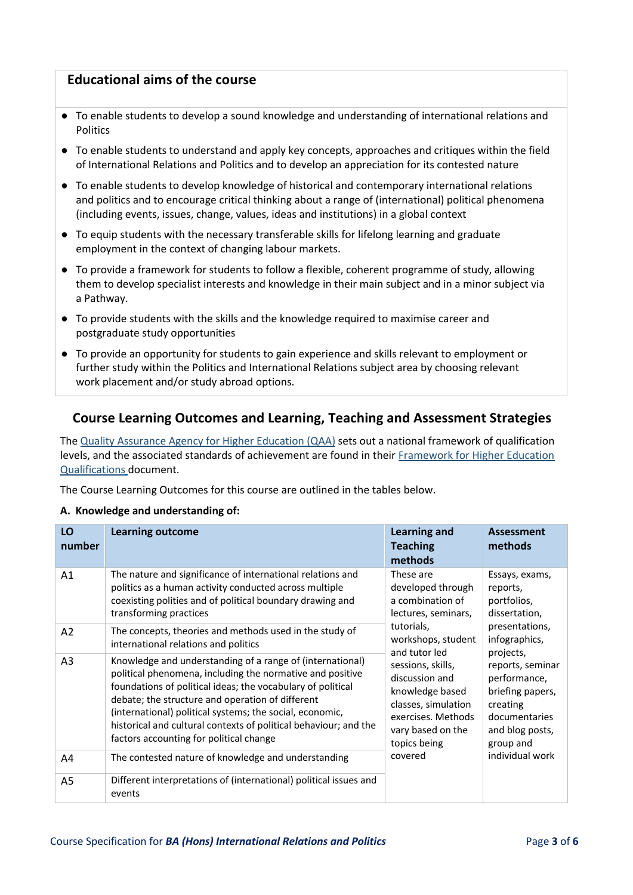## Educational aims of the course

- To enable students to develop a sound knowledge and understanding of international relations and Politics
- To enable students to understand and apply key concepts, approaches and critiques within the field of International Relations and Politics and to develop an appreciation for its contested nature
- To enable students to develop knowledge of historical and contemporary international relations and politics and to encourage critical thinking about a range of (international) political phenomena (including events, issues, change, values, ideas and institutions) in a global context
- To equip students with the necessary transferable skills for lifelong learning and graduate employment in the context of changing labour markets.
- To provide a framework for students to follow a flexible, coherent programme of study, allowing them to develop specialist interests and knowledge in their main subject and in a minor subject via a Pathway.
- To provide students with the skills and the knowledge required to maximise career and postgraduate study opportunities
- To provide an opportunity for students to gain experience and skills relevant to employment or further study within the Politics and International Relations subject area by choosing relevant work placement and/or study abroad options.

## Course Learning Outcomes and Learning, Teaching and Assessment Strategies

The [Quality Assurance Agency for Higher Education (QAA)](#) sets out a national framework of qualification levels, and the associated standards of achievement are found in their [Framework for Higher Education Qualifications](#) document.

The Course Learning Outcomes for this course are outlined in the tables below.

**A. Knowledge and understanding of:**

| LO number | Learning outcome | Learning and Teaching methods | Assessment methods |
|---|---|---|---|
| A1 | The nature and significance of international relations and politics as a human activity conducted across multiple coexisting polities and of political boundary drawing and transforming practices | These are developed through a combination of lectures, seminars, tutorials, workshops, student and tutor led sessions, skills, discussion and knowledge based classes, simulation exercises. Methods vary based on the topics being covered | Essays, exams, reports, portfolios, dissertation, presentations, infographics, projects, reports, seminar performance, briefing papers, creating documentaries and blog posts, group and individual work |
| A2 | The concepts, theories and methods used in the study of international relations and politics | | |
| A3 | Knowledge and understanding of a range of (international) political phenomena, including the normative and positive foundations of political ideas; the vocabulary of political debate; the structure and operation of different (international) political systems; the social, economic, historical and cultural contexts of political behaviour; and the factors accounting for political change | | |
| A4 | The contested nature of knowledge and understanding | | |
| A5 | Different interpretations of (international) political issues and events | | |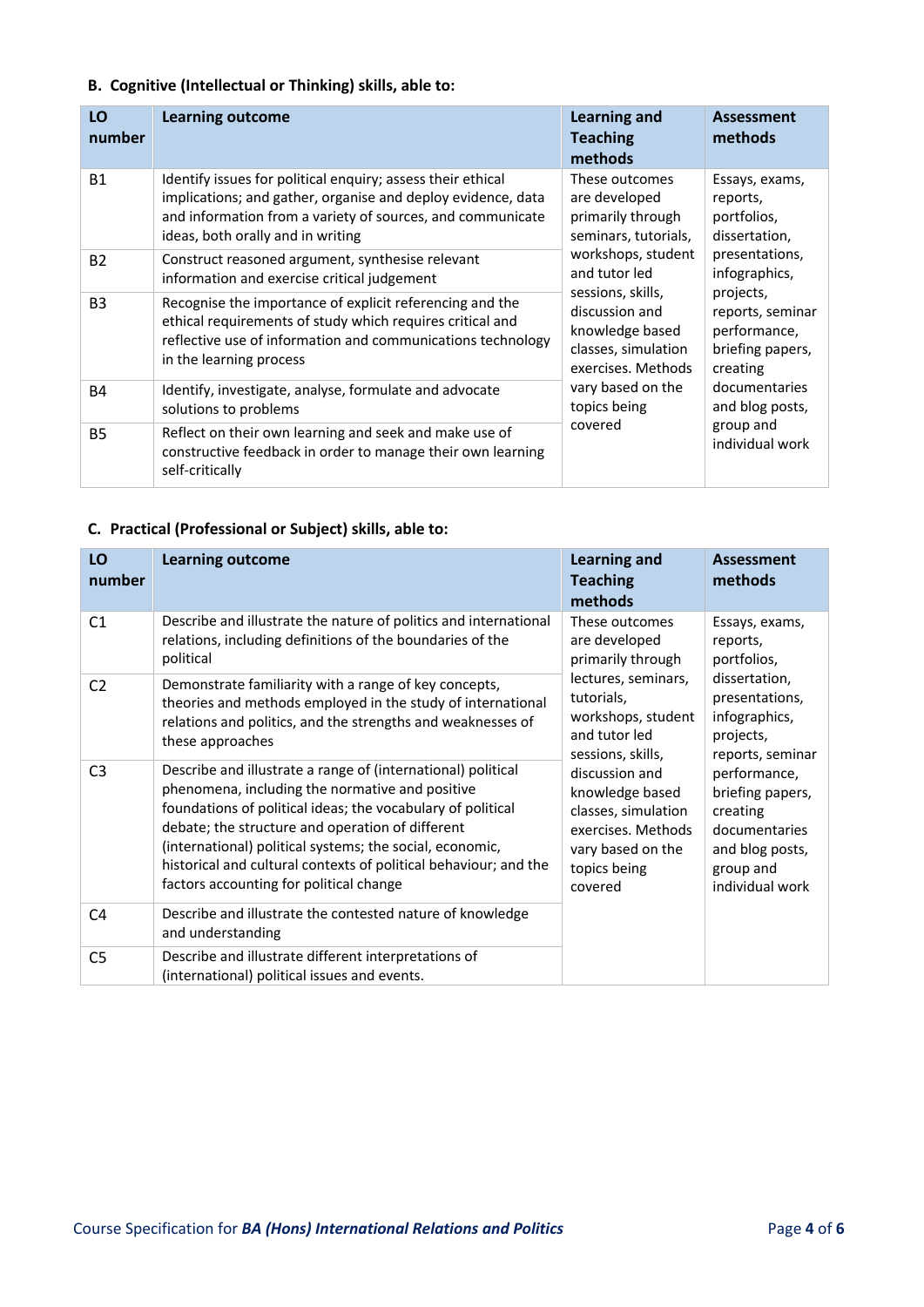### B. Cognitive (Intellectual or Thinking) skills, able to:

| LO number | Learning outcome | Learning and Teaching methods | Assessment methods |
|---|---|---|---|
| B1 | Identify issues for political enquiry; assess their ethical implications; and gather, organise and deploy evidence, data and information from a variety of sources, and communicate ideas, both orally and in writing | These outcomes are developed primarily through seminars, tutorials, workshops, student and tutor led sessions, skills, discussion and knowledge based classes, simulation exercises. Methods vary based on the topics being covered | Essays, exams, reports, portfolios, dissertation, presentations, infographics, projects, reports, seminar performance, briefing papers, creating documentaries and blog posts, group and individual work |
| B2 | Construct reasoned argument, synthesise relevant information and exercise critical judgement | | |
| B3 | Recognise the importance of explicit referencing and the ethical requirements of study which requires critical and reflective use of information and communications technology in the learning process | | |
| B4 | Identify, investigate, analyse, formulate and advocate solutions to problems | | |
| B5 | Reflect on their own learning and seek and make use of constructive feedback in order to manage their own learning self-critically | | |

### C. Practical (Professional or Subject) skills, able to:

| LO number | Learning outcome | Learning and Teaching methods | Assessment methods |
|---|---|---|---|
| C1 | Describe and illustrate the nature of politics and international relations, including definitions of the boundaries of the political | These outcomes are developed primarily through lectures, seminars, tutorials, workshops, student and tutor led sessions, skills, discussion and knowledge based classes, simulation exercises. Methods vary based on the topics being covered | Essays, exams, reports, portfolios, dissertation, presentations, infographics, projects, reports, seminar performance, briefing papers, creating documentaries and blog posts, group and individual work |
| C2 | Demonstrate familiarity with a range of key concepts, theories and methods employed in the study of international relations and politics, and the strengths and weaknesses of these approaches | | |
| C3 | Describe and illustrate a range of (international) political phenomena, including the normative and positive foundations of political ideas; the vocabulary of political debate; the structure and operation of different (international) political systems; the social, economic, historical and cultural contexts of political behaviour; and the factors accounting for political change | | |
| C4 | Describe and illustrate the contested nature of knowledge and understanding | | |
| C5 | Describe and illustrate different interpretations of (international) political issues and events. | | |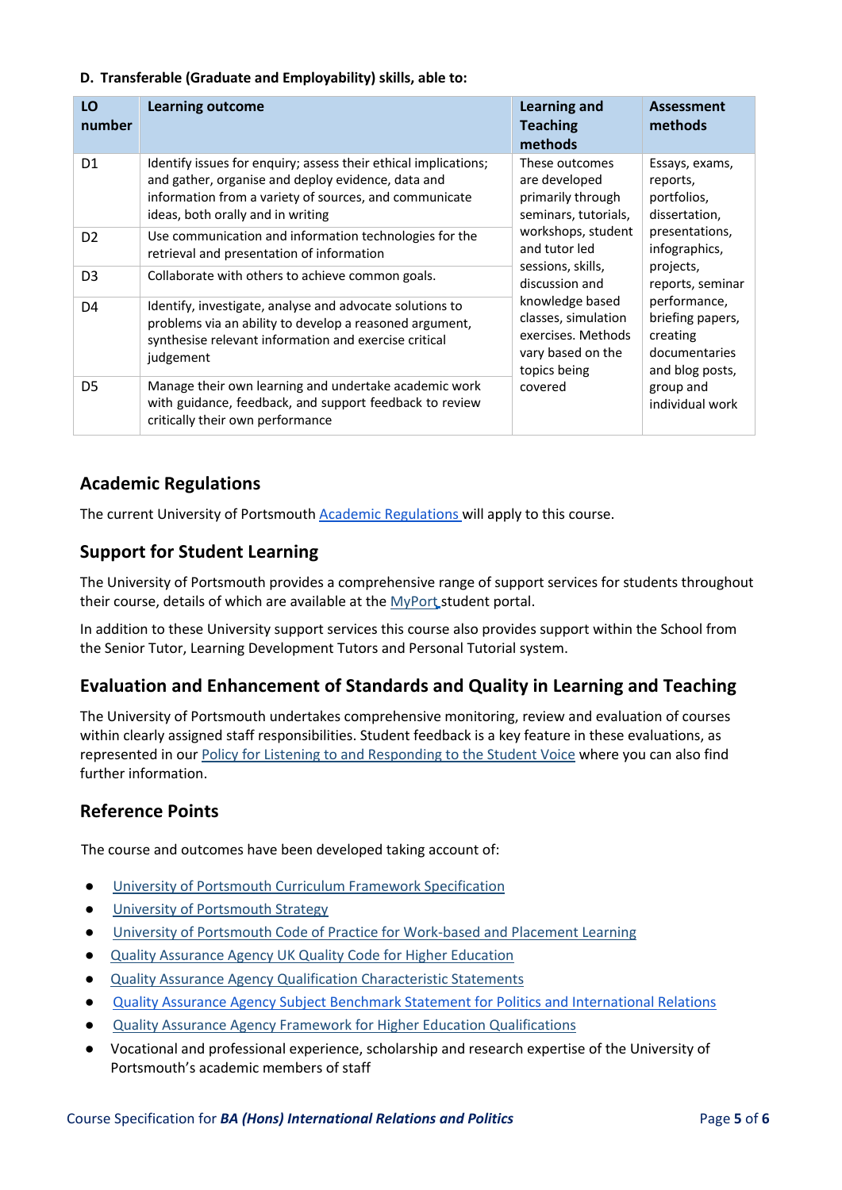**D. Transferable (Graduate and Employability) skills, able to:**

| LO number | Learning outcome | Learning and Teaching methods | Assessment methods |
|---|---|---|---|
| D1 | Identify issues for enquiry; assess their ethical implications; and gather, organise and deploy evidence, data and information from a variety of sources, and communicate ideas, both orally and in writing | These outcomes are developed primarily through seminars, tutorials, workshops, student and tutor led sessions, skills, discussion and knowledge based classes, simulation exercises. Methods vary based on the topics being covered | Essays, exams, reports, portfolios, dissertation, presentations, infographics, projects, reports, seminar performance, briefing papers, creating documentaries and blog posts, group and individual work |
| D2 | Use communication and information technologies for the retrieval and presentation of information | | |
| D3 | Collaborate with others to achieve common goals. | | |
| D4 | Identify, investigate, analyse and advocate solutions to problems via an ability to develop a reasoned argument, synthesise relevant information and exercise critical judgement | | |
| D5 | Manage their own learning and undertake academic work with guidance, feedback, and support feedback to review critically their own performance | | |

## Academic Regulations

The current University of Portsmouth Academic Regulations will apply to this course.

## Support for Student Learning

The University of Portsmouth provides a comprehensive range of support services for students throughout their course, details of which are available at the MyPort student portal.

In addition to these University support services this course also provides support within the School from the Senior Tutor, Learning Development Tutors and Personal Tutorial system.

## Evaluation and Enhancement of Standards and Quality in Learning and Teaching

The University of Portsmouth undertakes comprehensive monitoring, review and evaluation of courses within clearly assigned staff responsibilities. Student feedback is a key feature in these evaluations, as represented in our Policy for Listening to and Responding to the Student Voice where you can also find further information.

## Reference Points

The course and outcomes have been developed taking account of:

- University of Portsmouth Curriculum Framework Specification
- University of Portsmouth Strategy
- University of Portsmouth Code of Practice for Work-based and Placement Learning
- Quality Assurance Agency UK Quality Code for Higher Education
- Quality Assurance Agency Qualification Characteristic Statements
- Quality Assurance Agency Subject Benchmark Statement for Politics and International Relations
- Quality Assurance Agency Framework for Higher Education Qualifications
- Vocational and professional experience, scholarship and research expertise of the University of Portsmouth's academic members of staff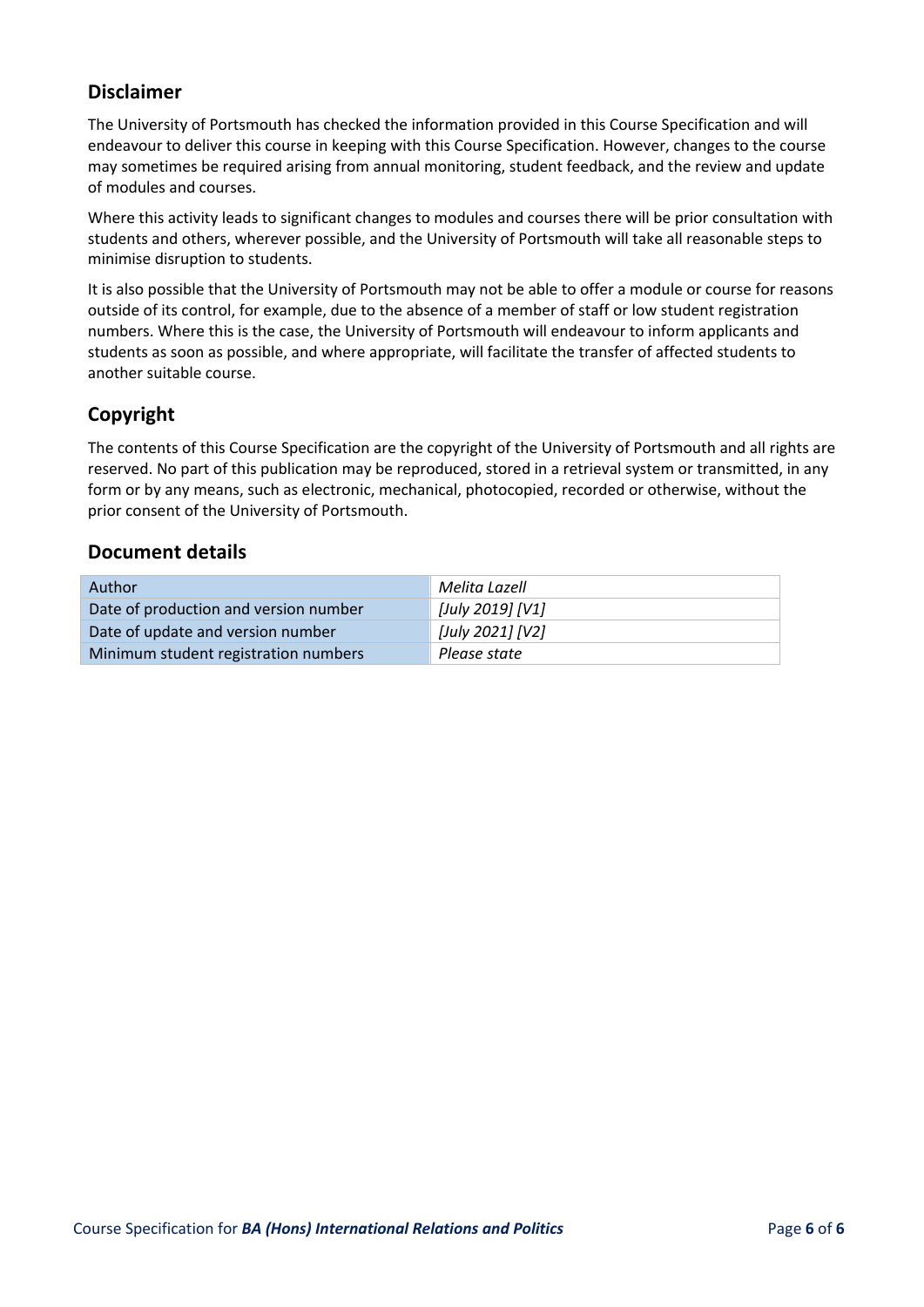## Disclaimer

The University of Portsmouth has checked the information provided in this Course Specification and will endeavour to deliver this course in keeping with this Course Specification. However, changes to the course may sometimes be required arising from annual monitoring, student feedback, and the review and update of modules and courses.

Where this activity leads to significant changes to modules and courses there will be prior consultation with students and others, wherever possible, and the University of Portsmouth will take all reasonable steps to minimise disruption to students.

It is also possible that the University of Portsmouth may not be able to offer a module or course for reasons outside of its control, for example, due to the absence of a member of staff or low student registration numbers. Where this is the case, the University of Portsmouth will endeavour to inform applicants and students as soon as possible, and where appropriate, will facilitate the transfer of affected students to another suitable course.

## Copyright

The contents of this Course Specification are the copyright of the University of Portsmouth and all rights are reserved. No part of this publication may be reproduced, stored in a retrieval system or transmitted, in any form or by any means, such as electronic, mechanical, photocopied, recorded or otherwise, without the prior consent of the University of Portsmouth.

## Document details

| | |
|---|---|
| Author | *Melita Lazell* |
| Date of production and version number | *[July 2019] [V1]* |
| Date of update and version number | *[July 2021] [V2]* |
| Minimum student registration numbers | *Please state* |